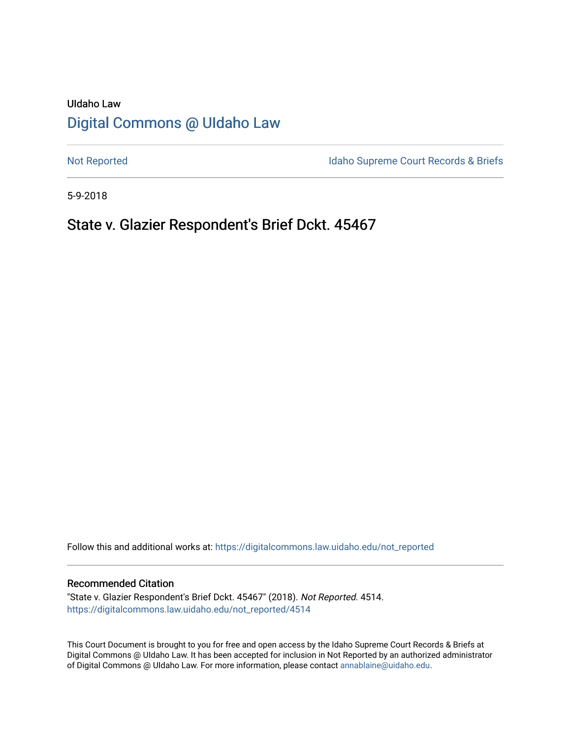UIdaho Law

# Digital Commons @ UIdaho Law

Not Reported

Idaho Supreme Court Records & Briefs

5-9-2018

## State v. Glazier Respondent's Brief Dckt. 45467

Follow this and additional works at: https://digitalcommons.law.uidaho.edu/not_reported

### Recommended Citation

"State v. Glazier Respondent's Brief Dckt. 45467" (2018). *Not Reported*. 4514.
https://digitalcommons.law.uidaho.edu/not_reported/4514

This Court Document is brought to you for free and open access by the Idaho Supreme Court Records & Briefs at Digital Commons @ UIdaho Law. It has been accepted for inclusion in Not Reported by an authorized administrator of Digital Commons @ UIdaho Law. For more information, please contact annablaine@uidaho.edu.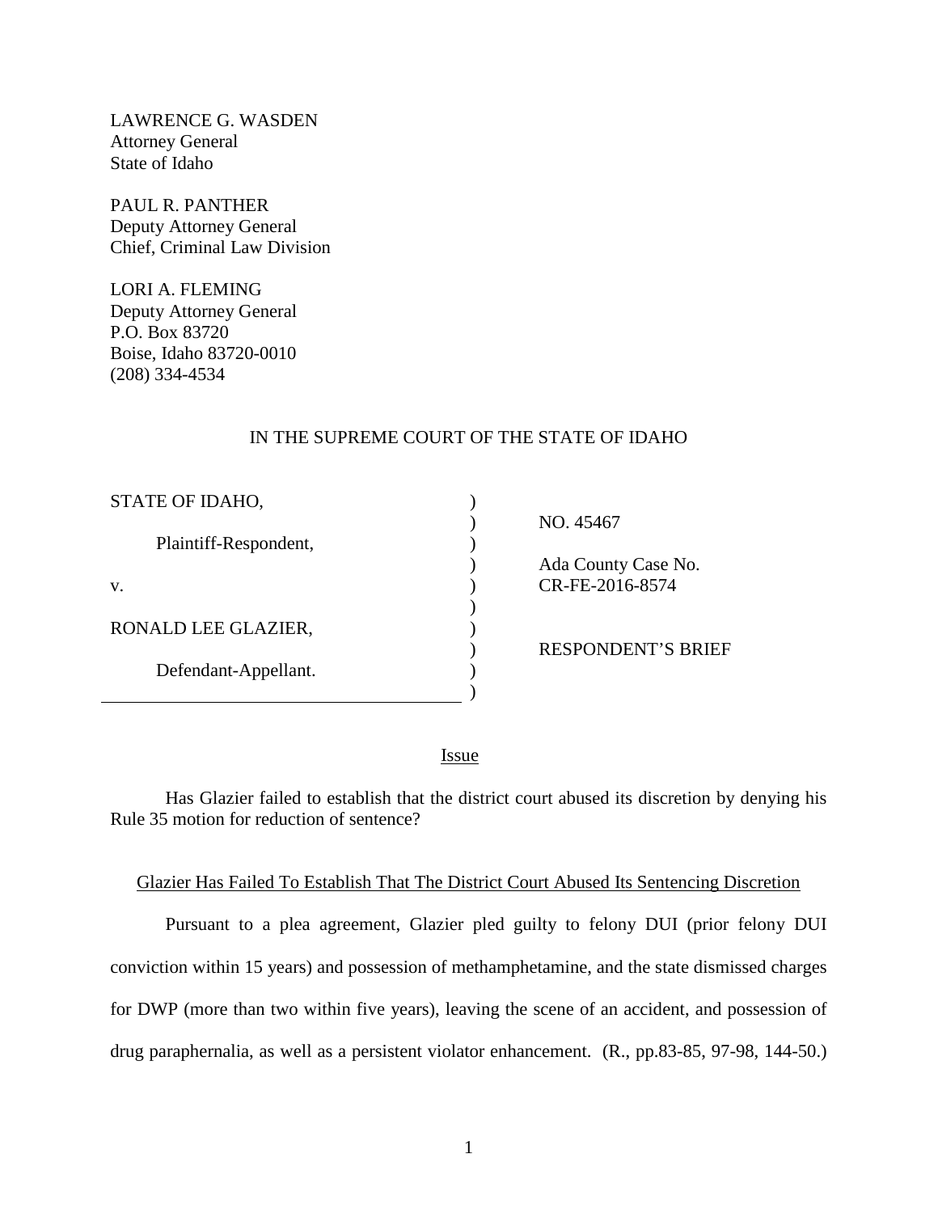LAWRENCE G. WASDEN
Attorney General
State of Idaho

PAUL R. PANTHER
Deputy Attorney General
Chief, Criminal Law Division

LORI A. FLEMING
Deputy Attorney General
P.O. Box 83720
Boise, Idaho 83720-0010
(208) 334-4534

IN THE SUPREME COURT OF THE STATE OF IDAHO

| | |
|---|---|
| STATE OF IDAHO, | NO. 45467 |
| Plaintiff-Respondent, | |
| | Ada County Case No. |
| v. | CR-FE-2016-8574 |
| RONALD LEE GLAZIER, | |
| | RESPONDENT'S BRIEF |
| Defendant-Appellant. | |

## Issue

Has Glazier failed to establish that the district court abused its discretion by denying his Rule 35 motion for reduction of sentence?

## Glazier Has Failed To Establish That The District Court Abused Its Sentencing Discretion

Pursuant to a plea agreement, Glazier pled guilty to felony DUI (prior felony DUI conviction within 15 years) and possession of methamphetamine, and the state dismissed charges for DWP (more than two within five years), leaving the scene of an accident, and possession of drug paraphernalia, as well as a persistent violator enhancement. (R., pp.83-85, 97-98, 144-50.)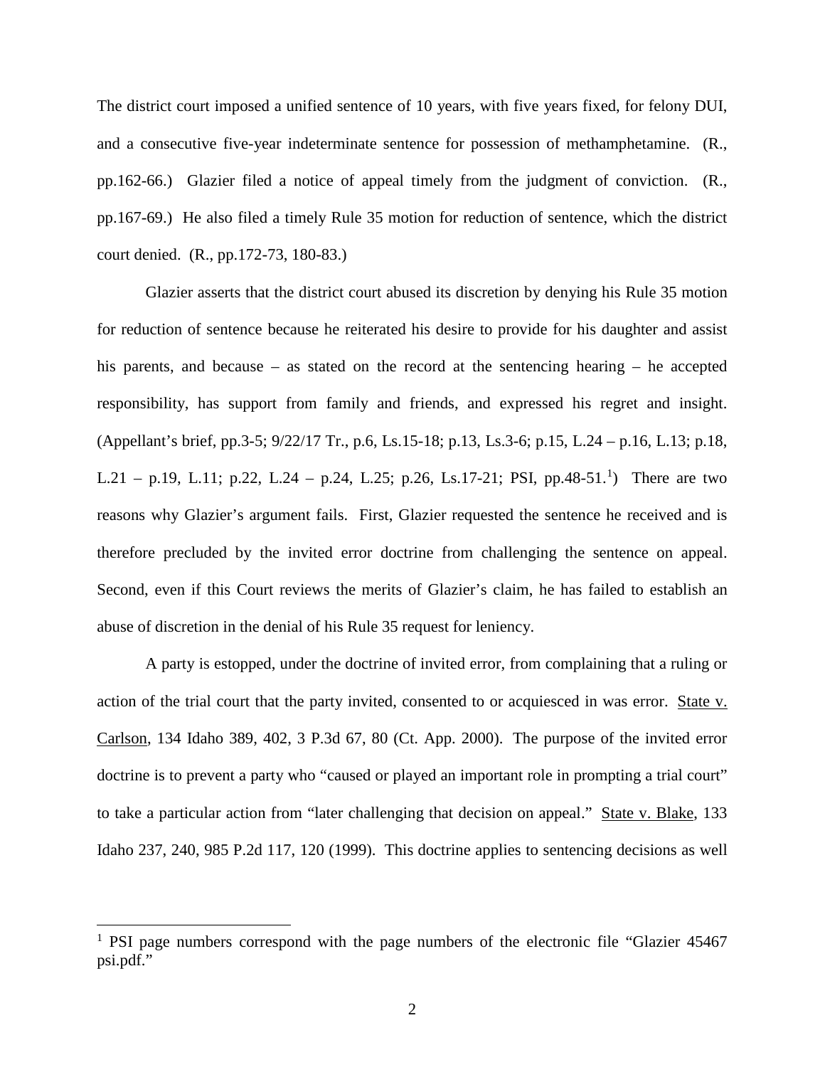The district court imposed a unified sentence of 10 years, with five years fixed, for felony DUI, and a consecutive five-year indeterminate sentence for possession of methamphetamine. (R., pp.162-66.) Glazier filed a notice of appeal timely from the judgment of conviction. (R., pp.167-69.) He also filed a timely Rule 35 motion for reduction of sentence, which the district court denied. (R., pp.172-73, 180-83.)

Glazier asserts that the district court abused its discretion by denying his Rule 35 motion for reduction of sentence because he reiterated his desire to provide for his daughter and assist his parents, and because – as stated on the record at the sentencing hearing – he accepted responsibility, has support from family and friends, and expressed his regret and insight. (Appellant's brief, pp.3-5; 9/22/17 Tr., p.6, Ls.15-18; p.13, Ls.3-6; p.15, L.24 – p.16, L.13; p.18, L.21 – p.19, L.11; p.22, L.24 – p.24, L.25; p.26, Ls.17-21; PSI, pp.48-51.[1]) There are two reasons why Glazier's argument fails. First, Glazier requested the sentence he received and is therefore precluded by the invited error doctrine from challenging the sentence on appeal. Second, even if this Court reviews the merits of Glazier's claim, he has failed to establish an abuse of discretion in the denial of his Rule 35 request for leniency.

A party is estopped, under the doctrine of invited error, from complaining that a ruling or action of the trial court that the party invited, consented to or acquiesced in was error. State v. Carlson, 134 Idaho 389, 402, 3 P.3d 67, 80 (Ct. App. 2000). The purpose of the invited error doctrine is to prevent a party who "caused or played an important role in prompting a trial court" to take a particular action from "later challenging that decision on appeal." State v. Blake, 133 Idaho 237, 240, 985 P.2d 117, 120 (1999). This doctrine applies to sentencing decisions as well

---

[1] PSI page numbers correspond with the page numbers of the electronic file "Glazier 45467 psi.pdf."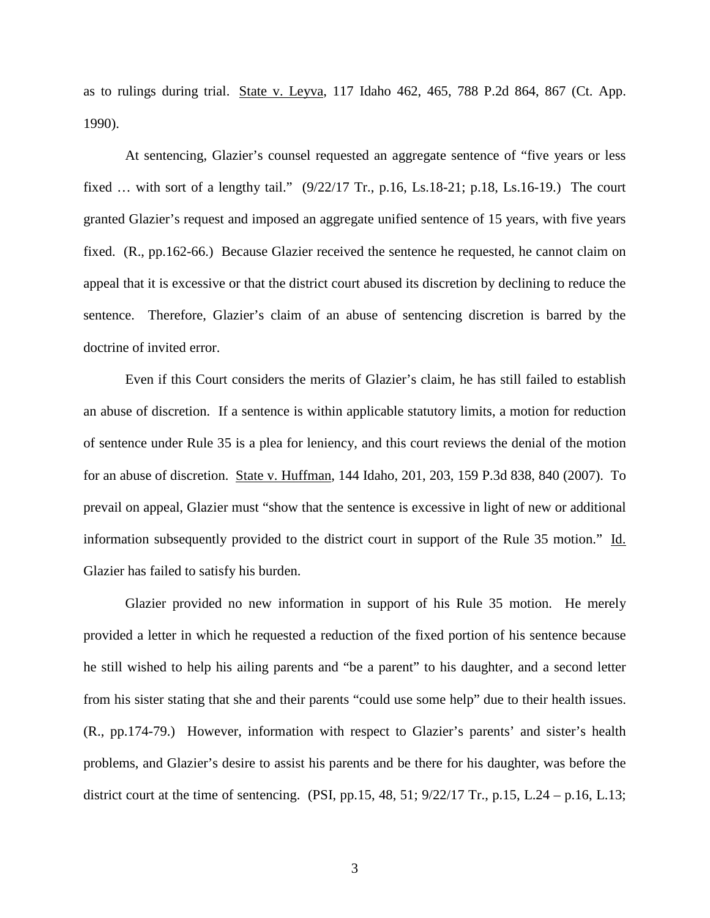as to rulings during trial. State v. Leyva, 117 Idaho 462, 465, 788 P.2d 864, 867 (Ct. App. 1990).

At sentencing, Glazier's counsel requested an aggregate sentence of "five years or less fixed … with sort of a lengthy tail." (9/22/17 Tr., p.16, Ls.18-21; p.18, Ls.16-19.) The court granted Glazier's request and imposed an aggregate unified sentence of 15 years, with five years fixed. (R., pp.162-66.) Because Glazier received the sentence he requested, he cannot claim on appeal that it is excessive or that the district court abused its discretion by declining to reduce the sentence. Therefore, Glazier's claim of an abuse of sentencing discretion is barred by the doctrine of invited error.

Even if this Court considers the merits of Glazier's claim, he has still failed to establish an abuse of discretion. If a sentence is within applicable statutory limits, a motion for reduction of sentence under Rule 35 is a plea for leniency, and this court reviews the denial of the motion for an abuse of discretion. State v. Huffman, 144 Idaho, 201, 203, 159 P.3d 838, 840 (2007). To prevail on appeal, Glazier must "show that the sentence is excessive in light of new or additional information subsequently provided to the district court in support of the Rule 35 motion." Id. Glazier has failed to satisfy his burden.

Glazier provided no new information in support of his Rule 35 motion. He merely provided a letter in which he requested a reduction of the fixed portion of his sentence because he still wished to help his ailing parents and "be a parent" to his daughter, and a second letter from his sister stating that she and their parents "could use some help" due to their health issues. (R., pp.174-79.) However, information with respect to Glazier's parents' and sister's health problems, and Glazier's desire to assist his parents and be there for his daughter, was before the district court at the time of sentencing. (PSI, pp.15, 48, 51; 9/22/17 Tr., p.15, L.24 – p.16, L.13;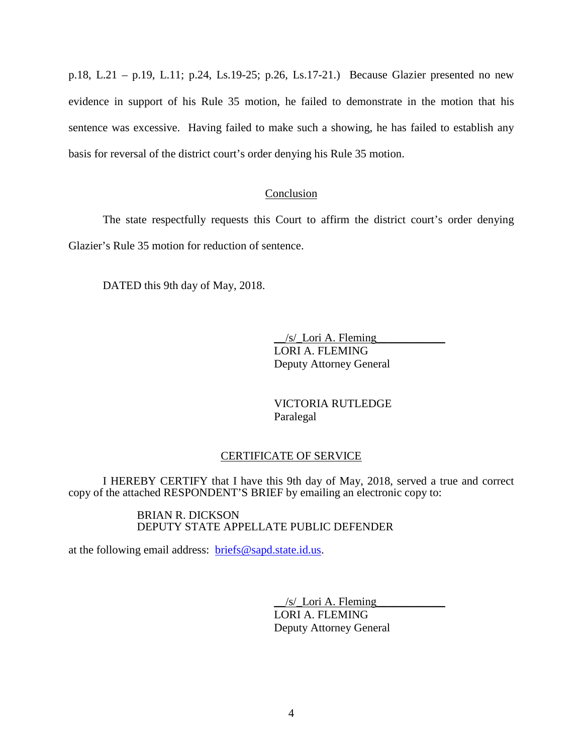p.18, L.21 – p.19, L.11; p.24, Ls.19-25; p.26, Ls.17-21.) Because Glazier presented no new evidence in support of his Rule 35 motion, he failed to demonstrate in the motion that his sentence was excessive. Having failed to make such a showing, he has failed to establish any basis for reversal of the district court's order denying his Rule 35 motion.

## Conclusion

The state respectfully requests this Court to affirm the district court's order denying Glazier's Rule 35 motion for reduction of sentence.

DATED this 9th day of May, 2018.

__/s/_Lori A. Fleming____________
LORI A. FLEMING
Deputy Attorney General

VICTORIA RUTLEDGE
Paralegal

## CERTIFICATE OF SERVICE

I HEREBY CERTIFY that I have this 9th day of May, 2018, served a true and correct copy of the attached RESPONDENT'S BRIEF by emailing an electronic copy to:

BRIAN R. DICKSON
DEPUTY STATE APPELLATE PUBLIC DEFENDER

at the following email address: briefs@sapd.state.id.us.

__/s/_Lori A. Fleming____________
LORI A. FLEMING
Deputy Attorney General